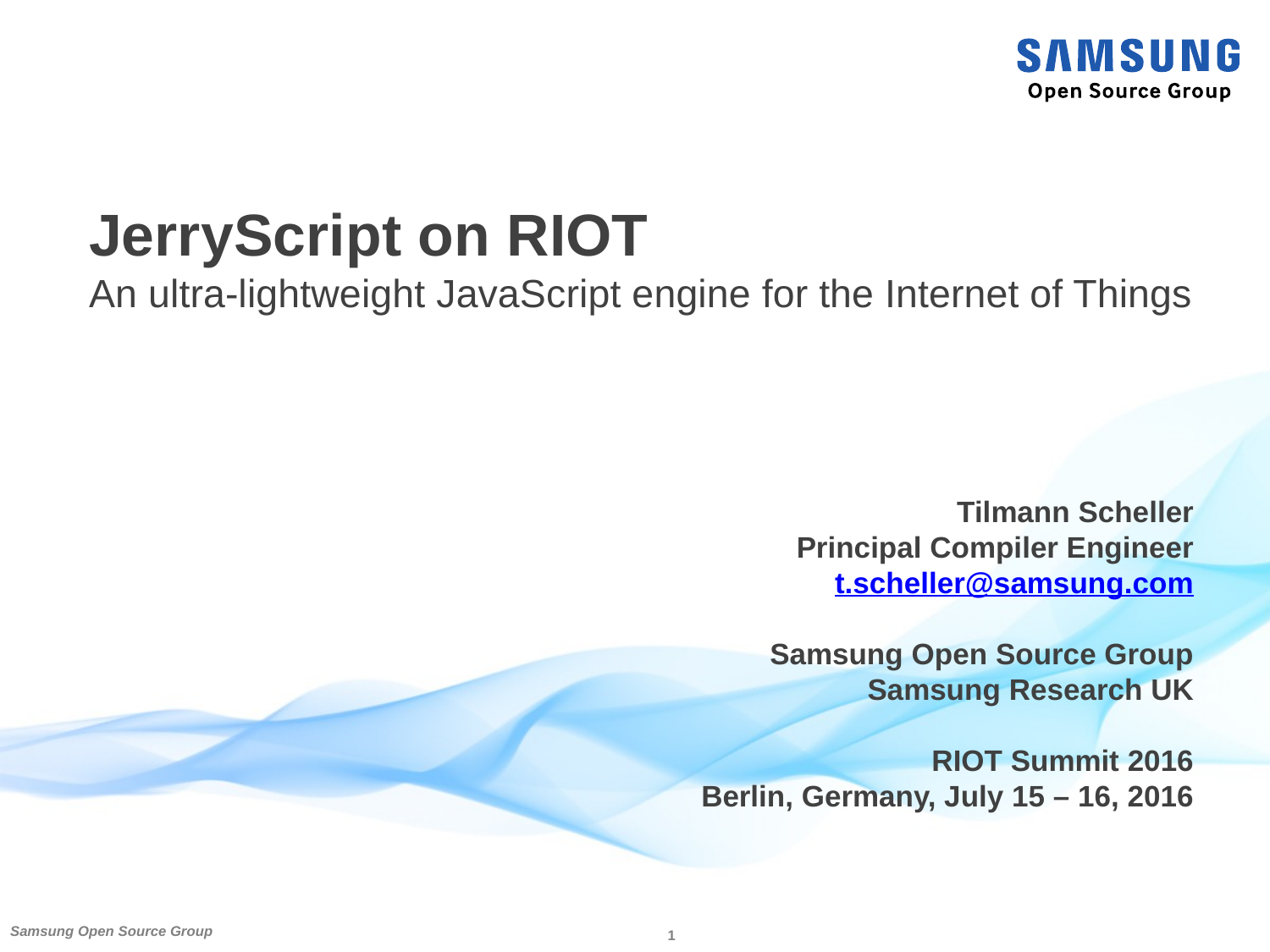SAMSUNG
**Open Source Group**

# JerryScript on RIOT

An ultra-lightweight JavaScript engine for the Internet of Things

**Tilmann Scheller**
**Principal Compiler Engineer**
**t.scheller@samsung.com**

**Samsung Open Source Group**
**Samsung Research UK**

**RIOT Summit 2016**
**Berlin, Germany, July 15 – 16, 2016**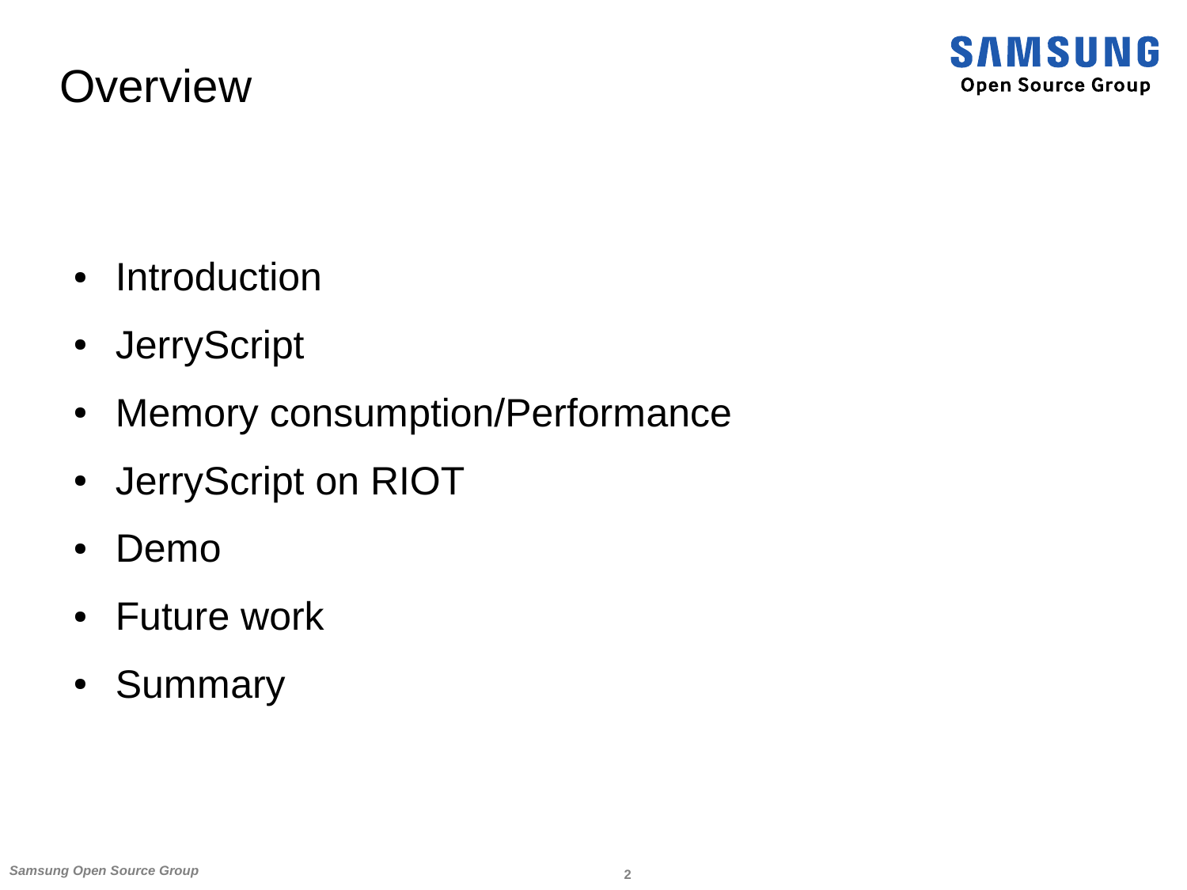# Overview

- Introduction
- JerryScript
- Memory consumption/Performance
- JerryScript on RIOT
- Demo
- Future work
- Summary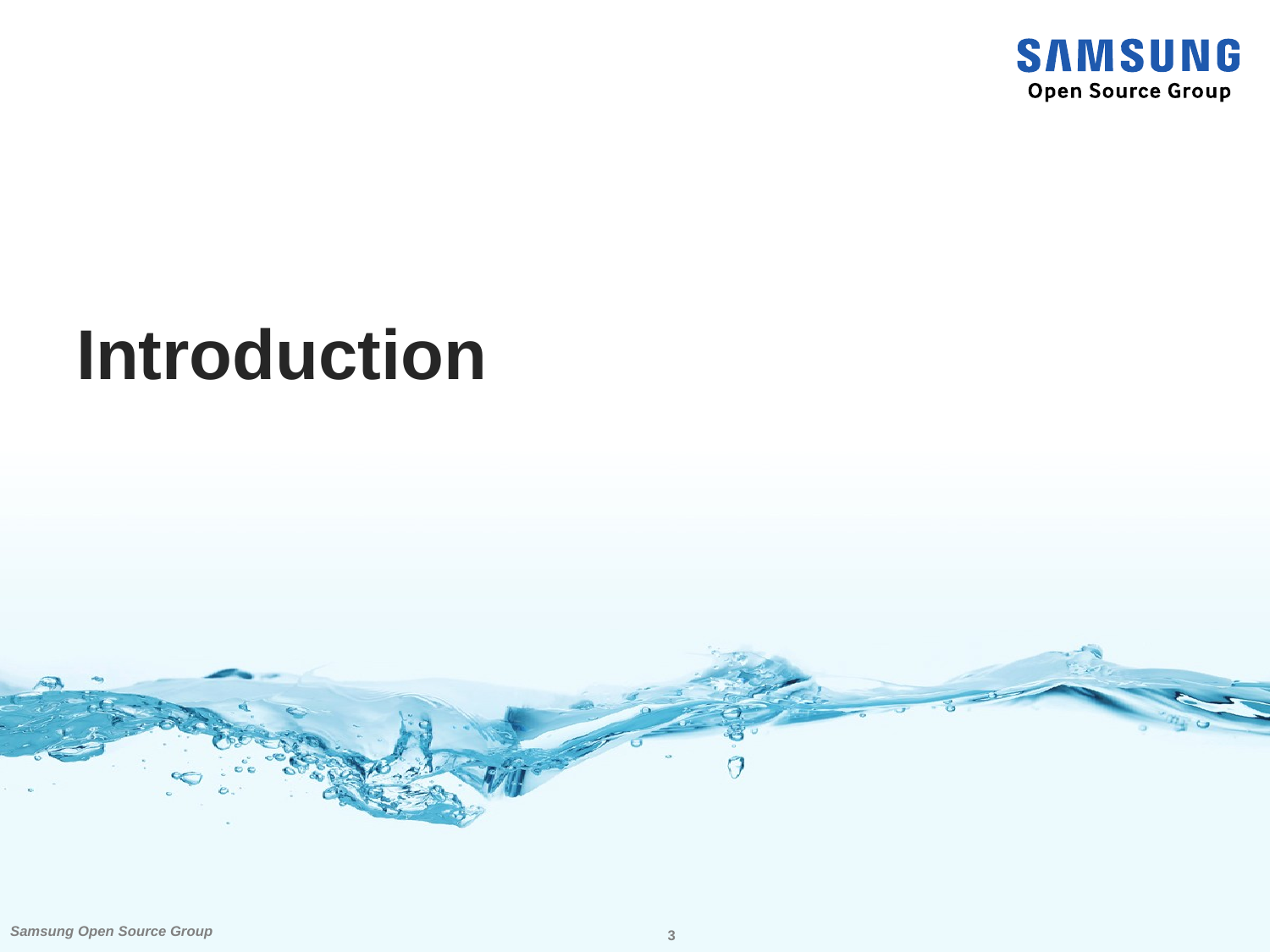# Introduction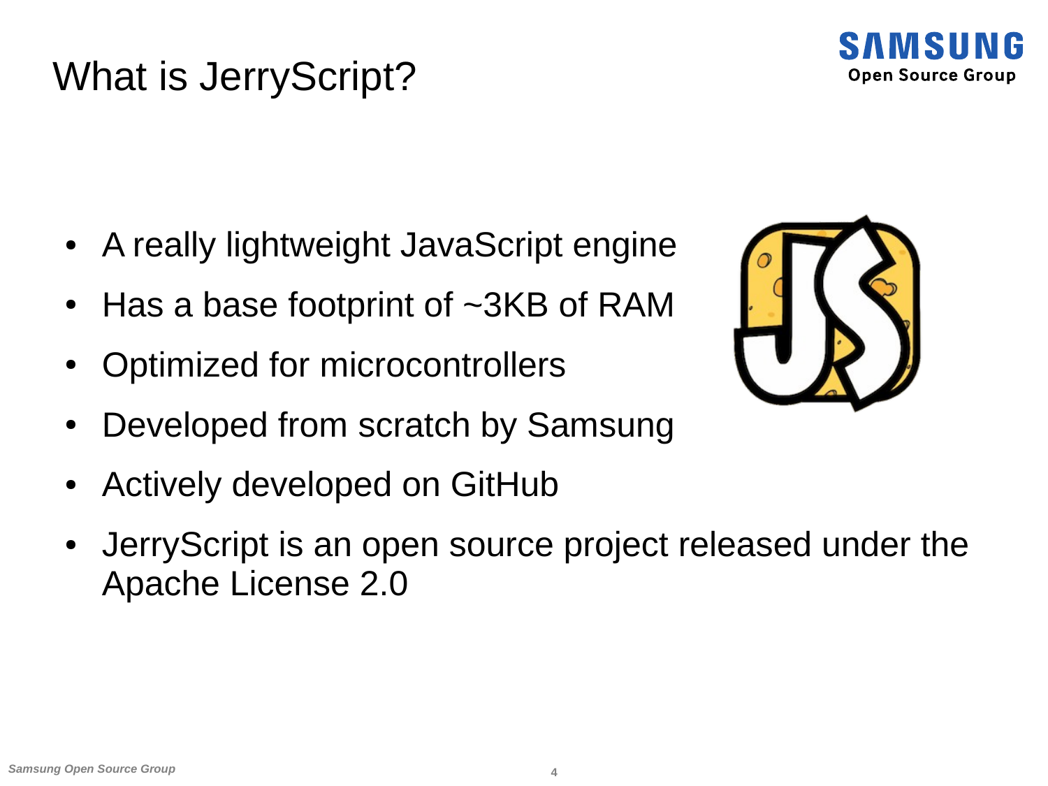# What is JerryScript?

- A really lightweight JavaScript engine
- Has a base footprint of ~3KB of RAM
- Optimized for microcontrollers
- Developed from scratch by Samsung
- Actively developed on GitHub
- JerryScript is an open source project released under the Apache License 2.0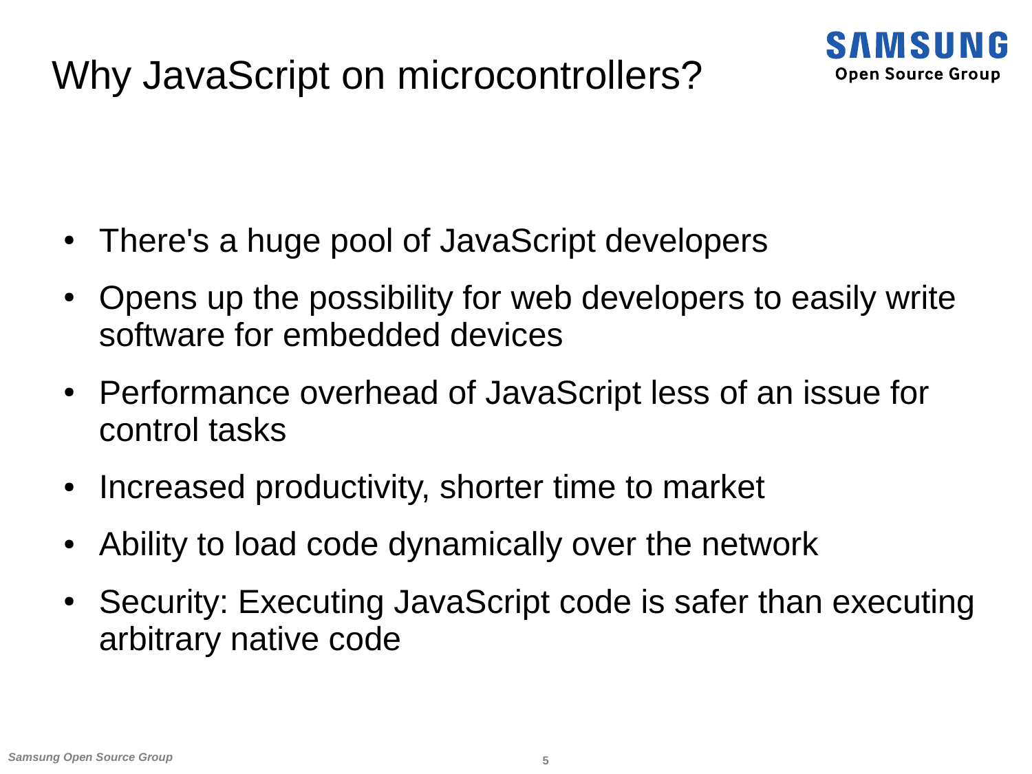# Why JavaScript on microcontrollers?

- There's a huge pool of JavaScript developers
- Opens up the possibility for web developers to easily write software for embedded devices
- Performance overhead of JavaScript less of an issue for control tasks
- Increased productivity, shorter time to market
- Ability to load code dynamically over the network
- Security: Executing JavaScript code is safer than executing arbitrary native code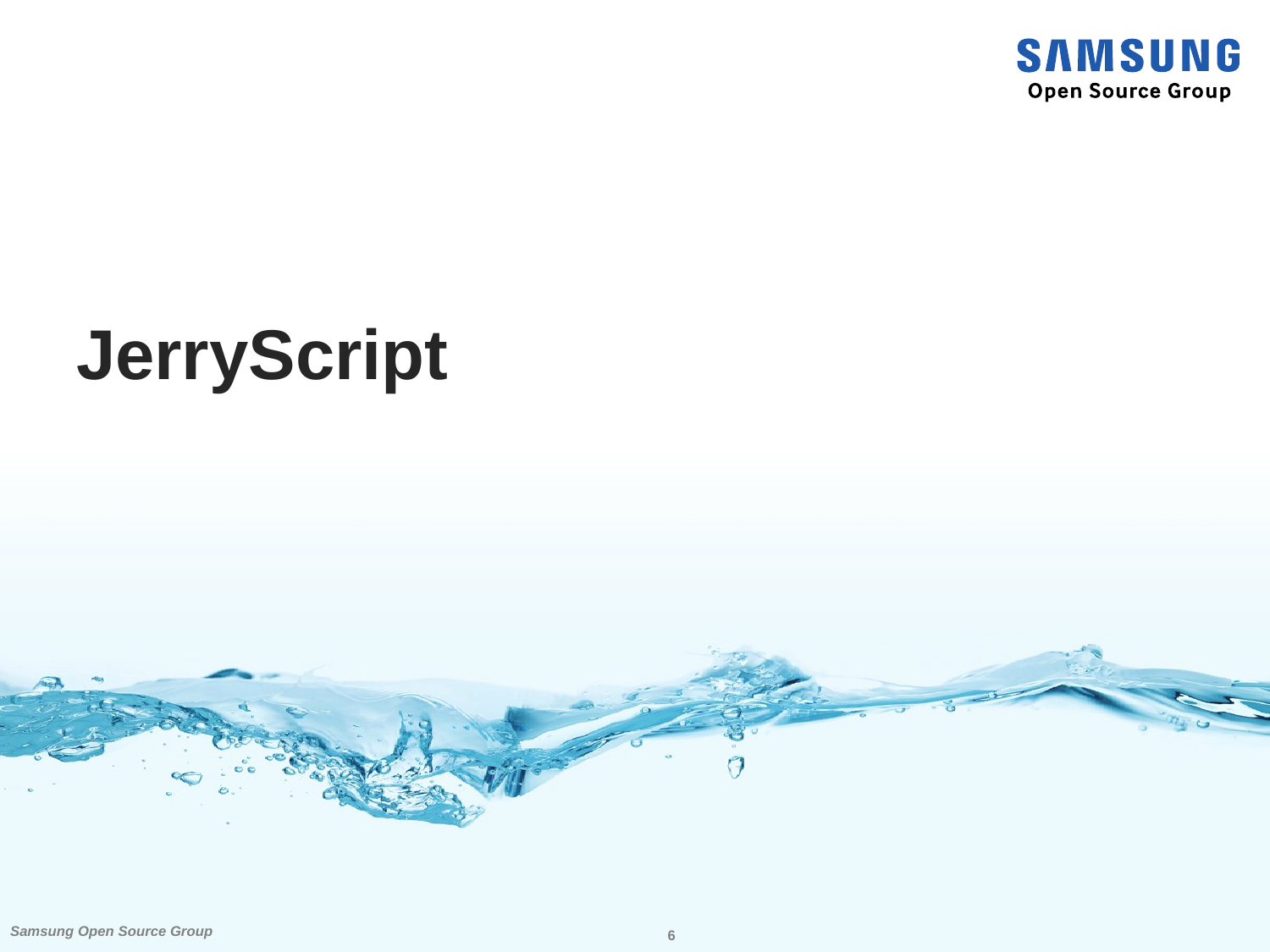# JerryScript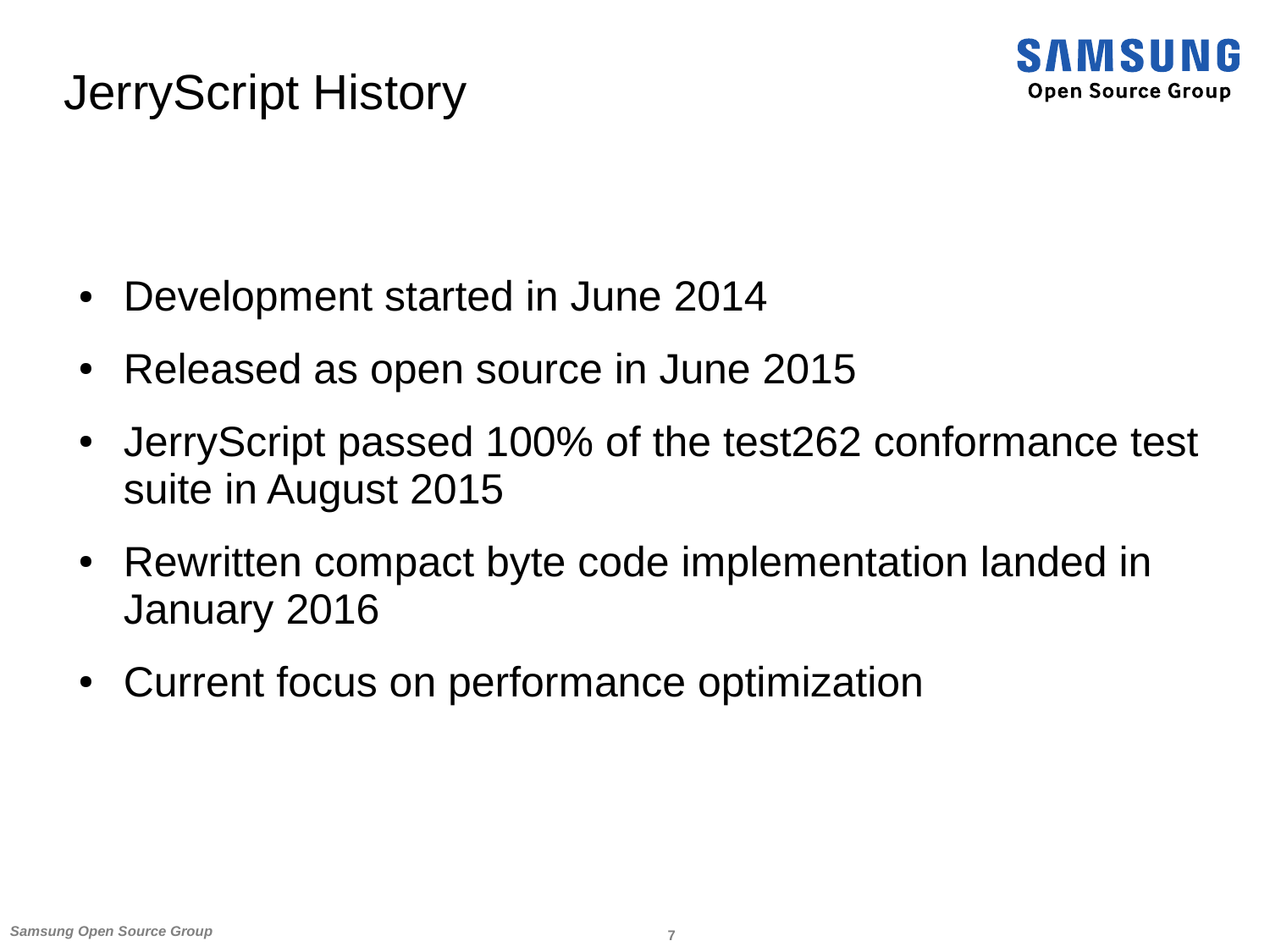# JerryScript History

- Development started in June 2014
- Released as open source in June 2015
- JerryScript passed 100% of the test262 conformance test suite in August 2015
- Rewritten compact byte code implementation landed in January 2016
- Current focus on performance optimization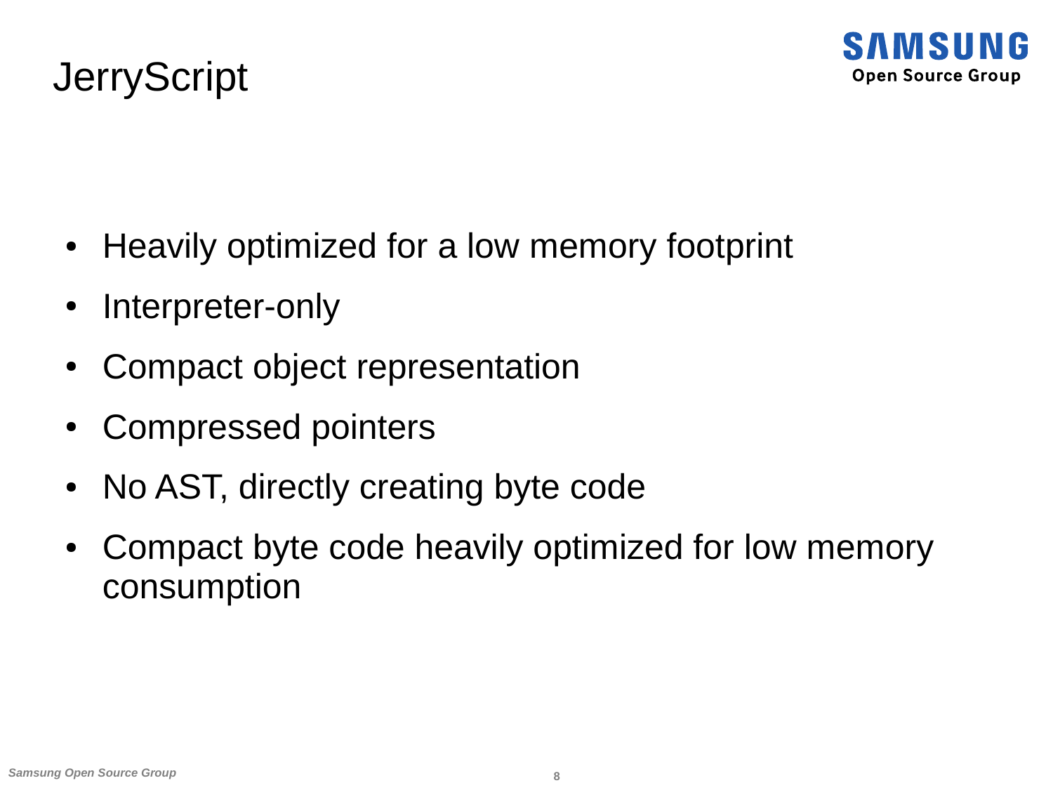# JerryScript

- Heavily optimized for a low memory footprint
- Interpreter-only
- Compact object representation
- Compressed pointers
- No AST, directly creating byte code
- Compact byte code heavily optimized for low memory consumption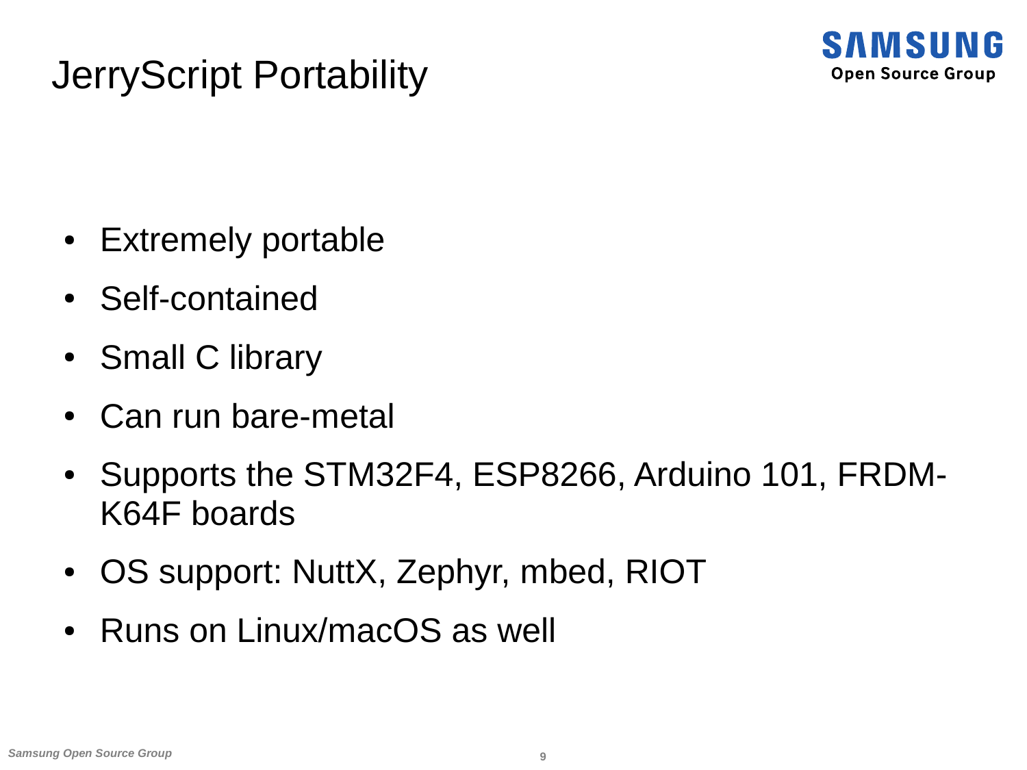# JerryScript Portability

- Extremely portable
- Self-contained
- Small C library
- Can run bare-metal
- Supports the STM32F4, ESP8266, Arduino 101, FRDM-K64F boards
- OS support: NuttX, Zephyr, mbed, RIOT
- Runs on Linux/macOS as well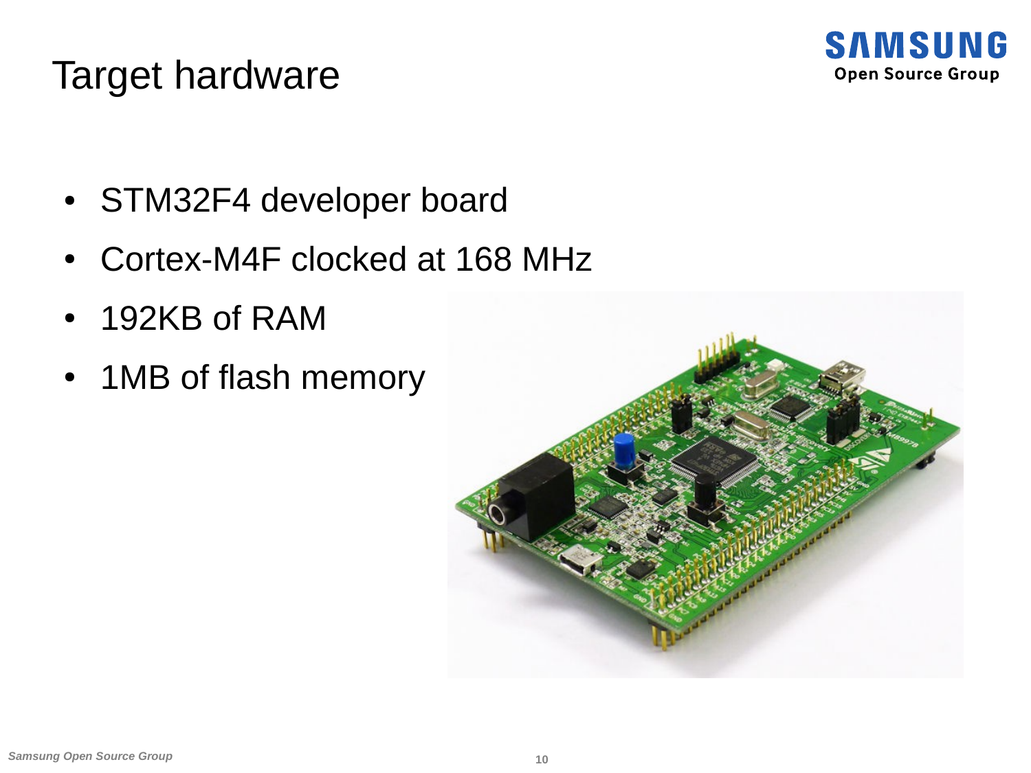# Target hardware

- STM32F4 developer board
- Cortex-M4F clocked at 168 MHz
- 192KB of RAM
- 1MB of flash memory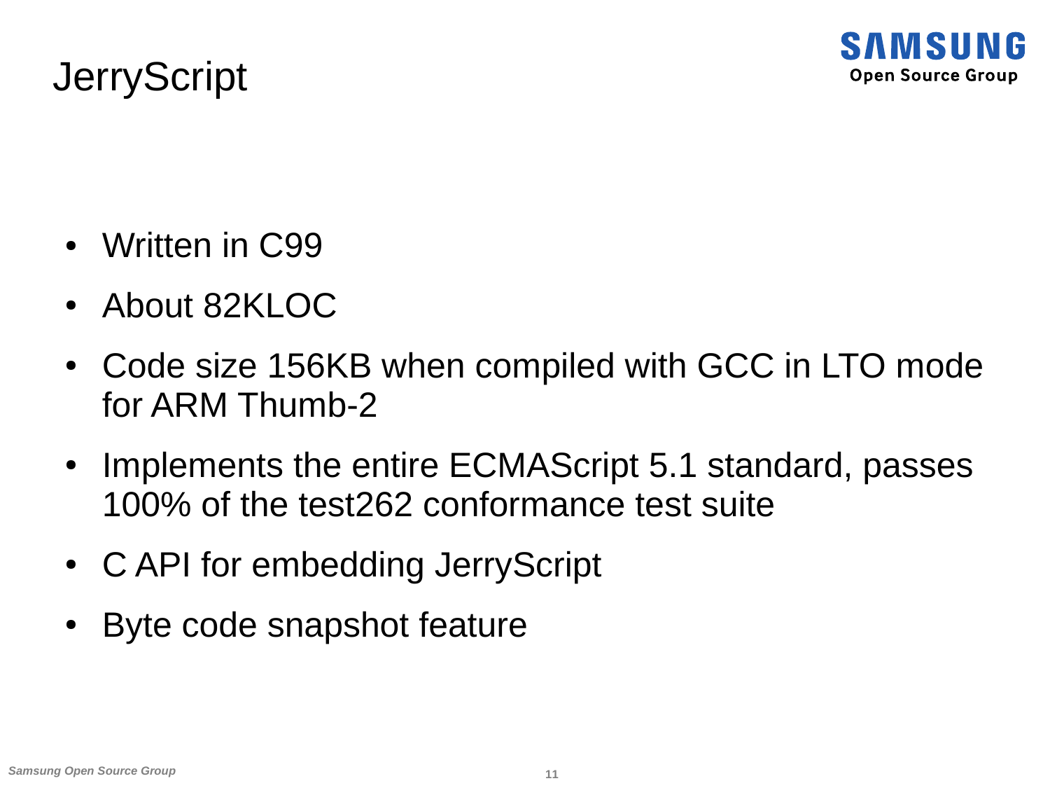# JerryScript

- Written in C99
- About 82KLOC
- Code size 156KB when compiled with GCC in LTO mode for ARM Thumb-2
- Implements the entire ECMAScript 5.1 standard, passes 100% of the test262 conformance test suite
- C API for embedding JerryScript
- Byte code snapshot feature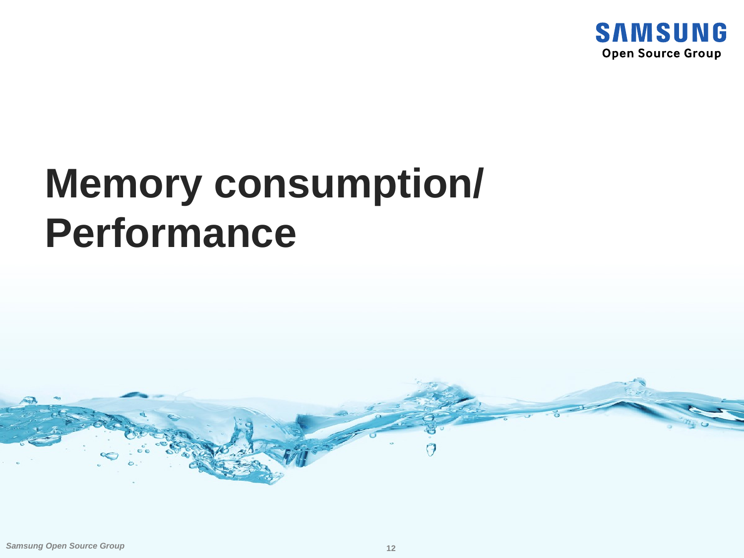# Memory consumption/ Performance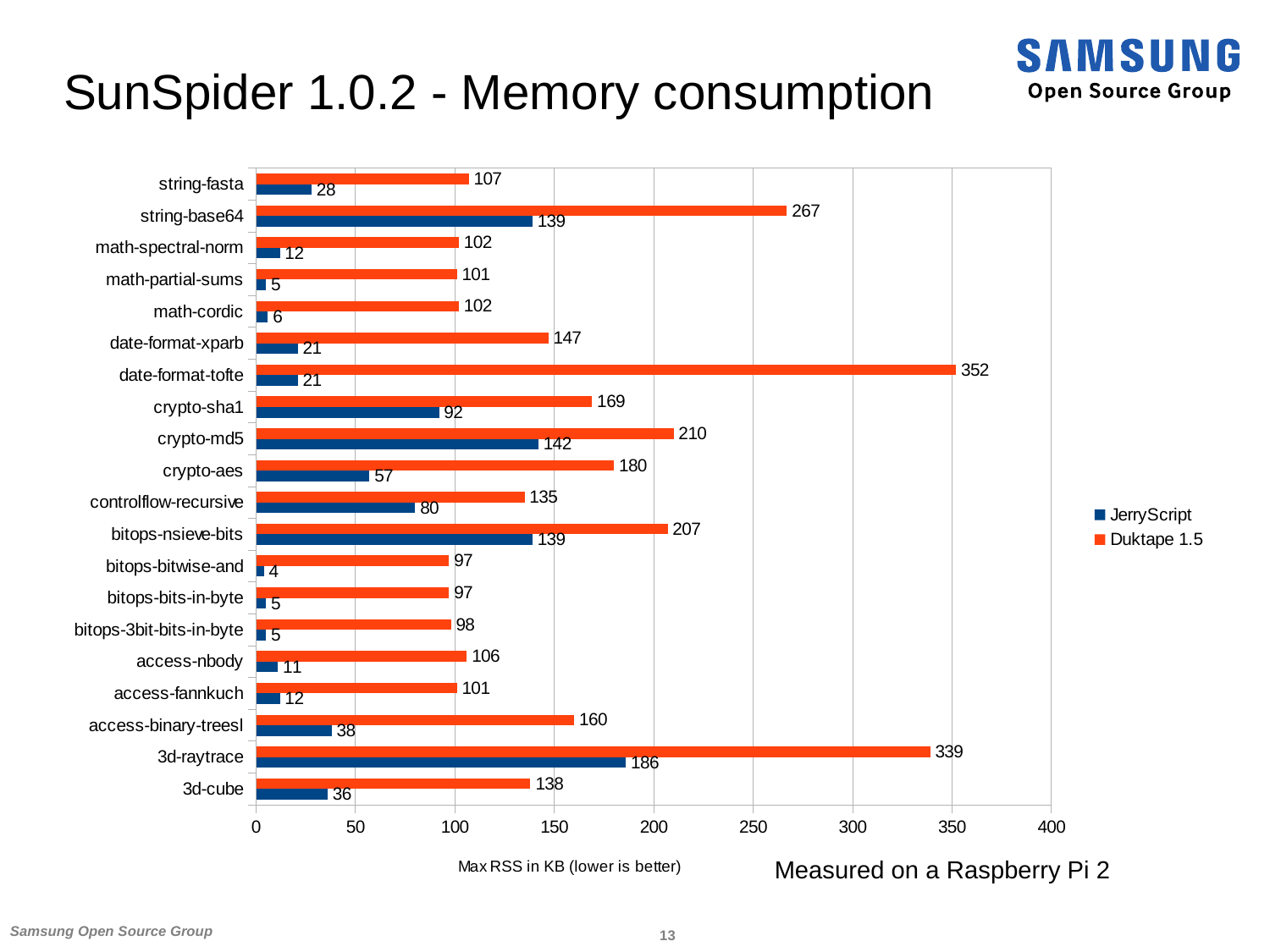# SunSpider 1.0.2 - Memory consumption

| Benchmark | JerryScript | Duktape 1.5 |
| --- | --- | --- |
| string-fasta | 28 | 107 |
| string-base64 | 139 | 267 |
| math-spectral-norm | 12 | 102 |
| math-partial-sums | 5 | 101 |
| math-cordic | 6 | 102 |
| date-format-xparb | 21 | 147 |
| date-format-tofte | 21 | 352 |
| crypto-sha1 | 92 | 169 |
| crypto-md5 | 142 | 210 |
| crypto-aes | 57 | 180 |
| controlflow-recursive | 80 | 135 |
| bitops-nsieve-bits | 139 | 207 |
| bitops-bitwise-and | 4 | 97 |
| bitops-bits-in-byte | 5 | 97 |
| bitops-3bit-bits-in-byte | 5 | 98 |
| access-nbody | 11 | 106 |
| access-fannkuch | 12 | 101 |
| access-binary-treesl | 38 | 160 |
| 3d-raytrace | 186 | 339 |
| 3d-cube | 36 | 138 |

Max RSS in KB (lower is better)

Measured on a Raspberry Pi 2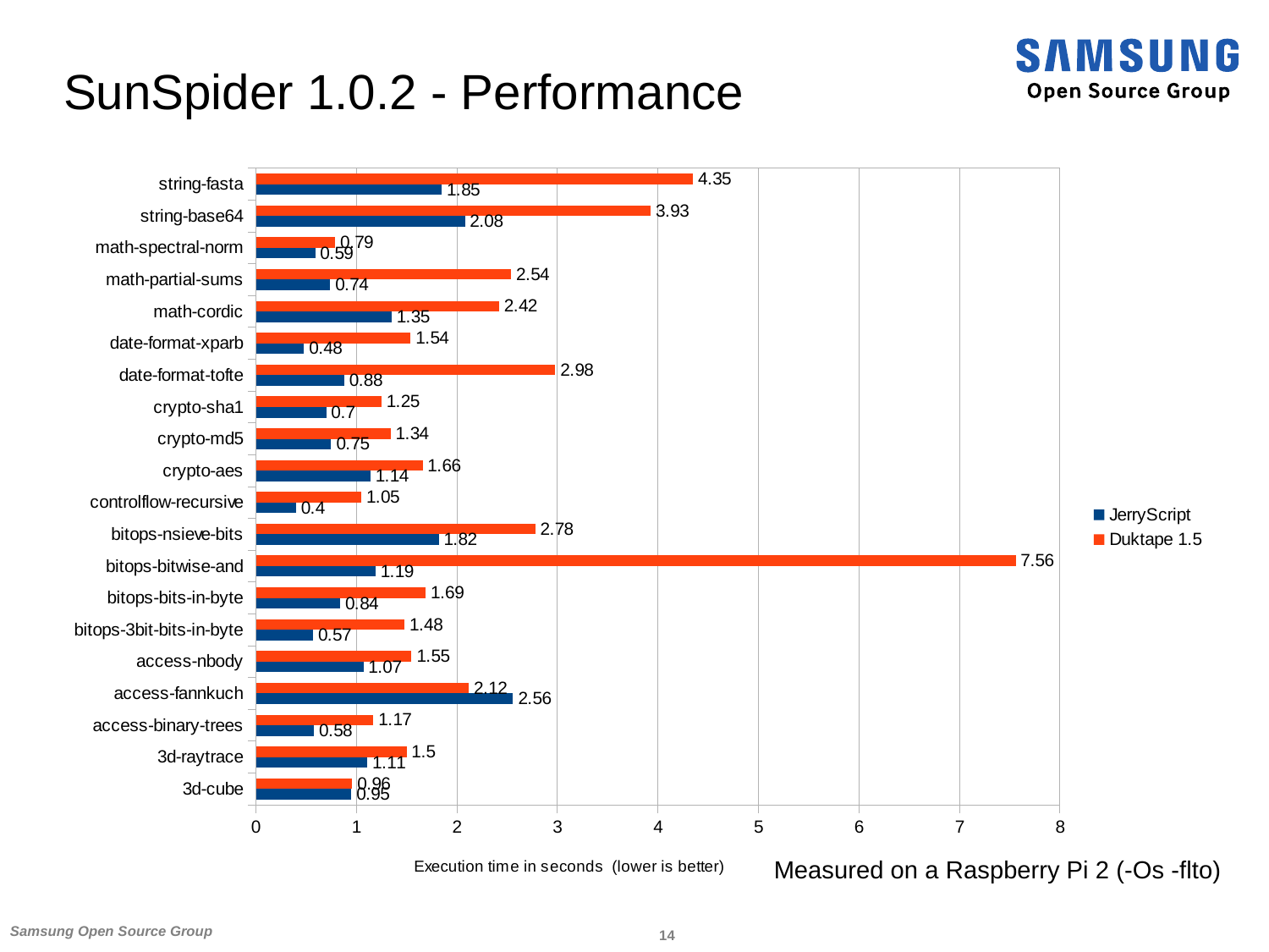# SunSpider 1.0.2 - Performance

| Benchmark | JerryScript | Duktape 1.5 |
|---|---|---|
| string-fasta | 1.85 | 4.35 |
| string-base64 | 2.08 | 3.93 |
| math-spectral-norm | 0.59 | 0.79 |
| math-partial-sums | 0.74 | 2.54 |
| math-cordic | 1.35 | 2.42 |
| date-format-xparb | 0.48 | 1.54 |
| date-format-tofte | 0.88 | 2.98 |
| crypto-sha1 | 0.7 | 1.25 |
| crypto-md5 | 0.75 | 1.34 |
| crypto-aes | 1.14 | 1.66 |
| controlflow-recursive | 0.4 | 1.05 |
| bitops-nsieve-bits | 1.82 | 2.78 |
| bitops-bitwise-and | 1.19 | 7.56 |
| bitops-bits-in-byte | 0.84 | 1.69 |
| bitops-3bit-bits-in-byte | 0.57 | 1.48 |
| access-nbody | 1.07 | 1.55 |
| access-fannkuch | 2.56 | 2.12 |
| access-binary-trees | 0.58 | 1.17 |
| 3d-raytrace | 1.11 | 1.5 |
| 3d-cube | 0.95 | 0.96 |

Execution time in seconds (lower is better)

Measured on a Raspberry Pi 2 (-Os -flto)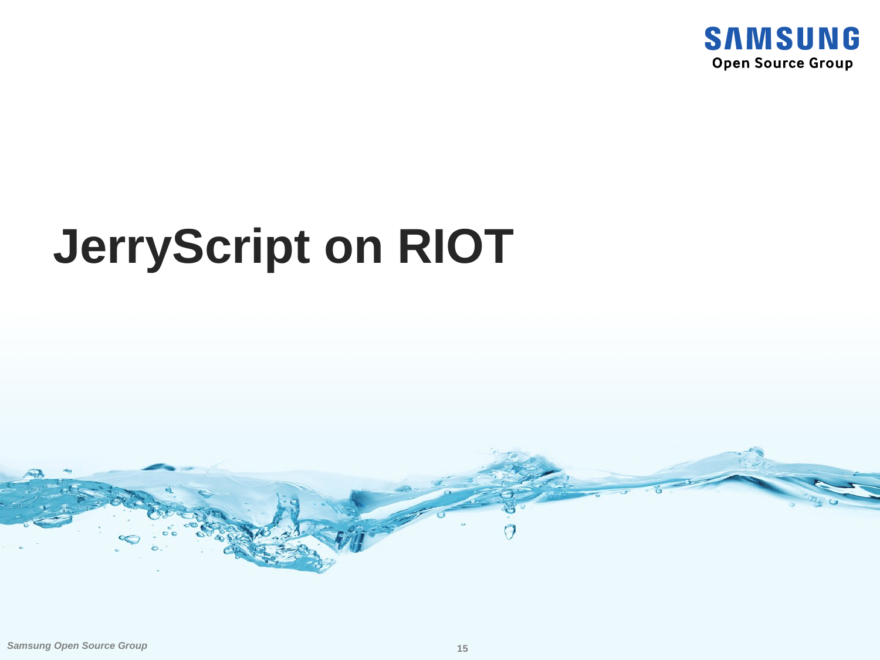# JerryScript on RIOT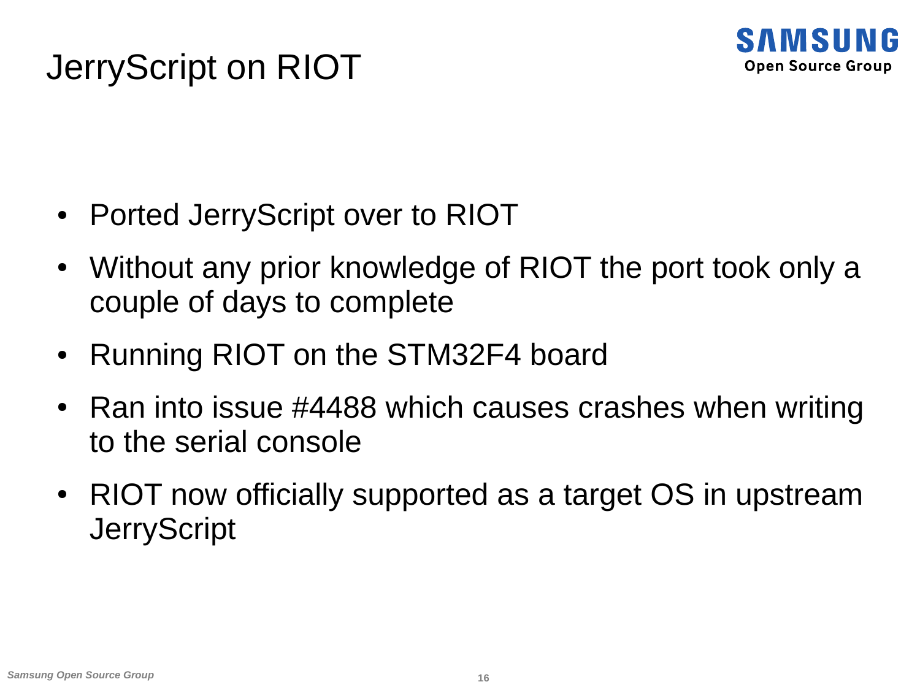# JerryScript on RIOT

- Ported JerryScript over to RIOT
- Without any prior knowledge of RIOT the port took only a couple of days to complete
- Running RIOT on the STM32F4 board
- Ran into issue #4488 which causes crashes when writing to the serial console
- RIOT now officially supported as a target OS in upstream JerryScript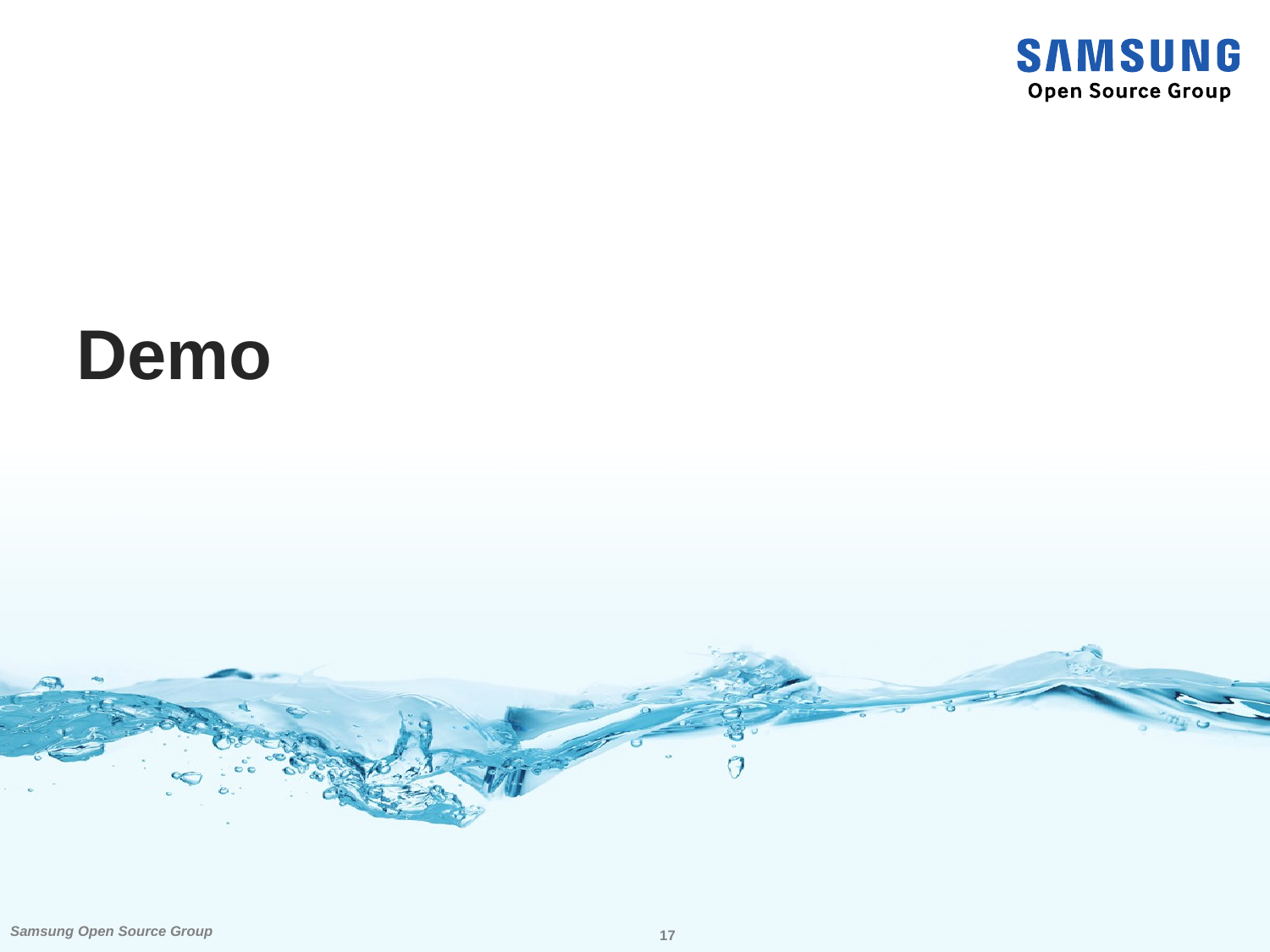# Demo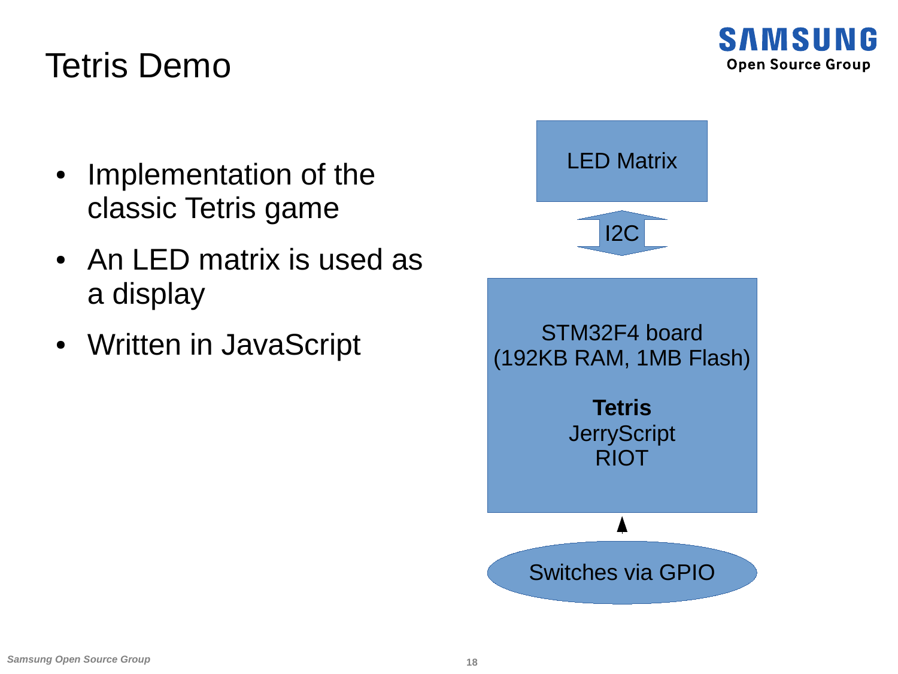# Tetris Demo

- Implementation of the classic Tetris game
- An LED matrix is used as a display
- Written in JavaScript

LED Matrix

I2C

STM32F4 board
(192KB RAM, 1MB Flash)

**Tetris**
JerryScript
RIOT

Switches via GPIO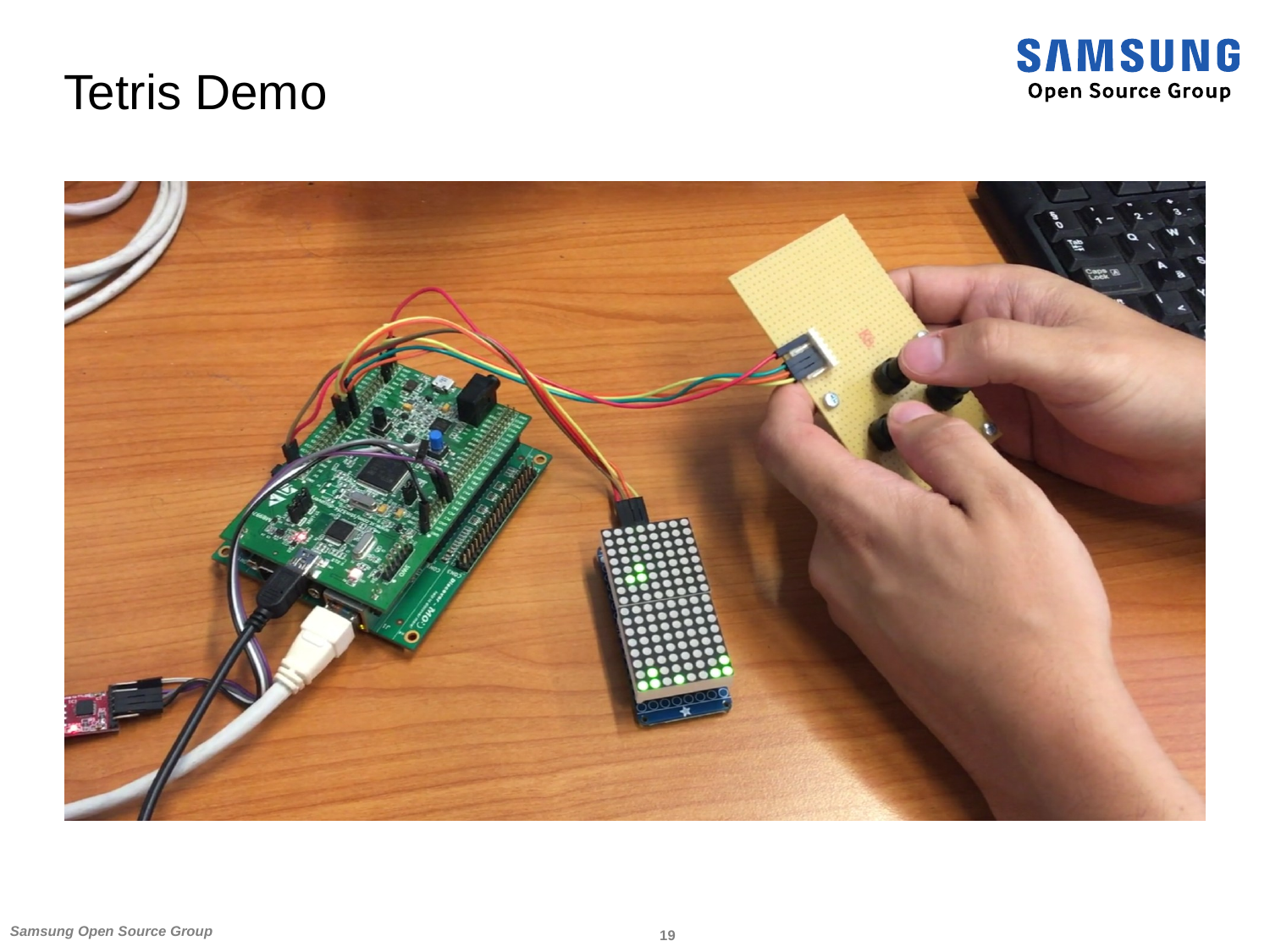# Tetris Demo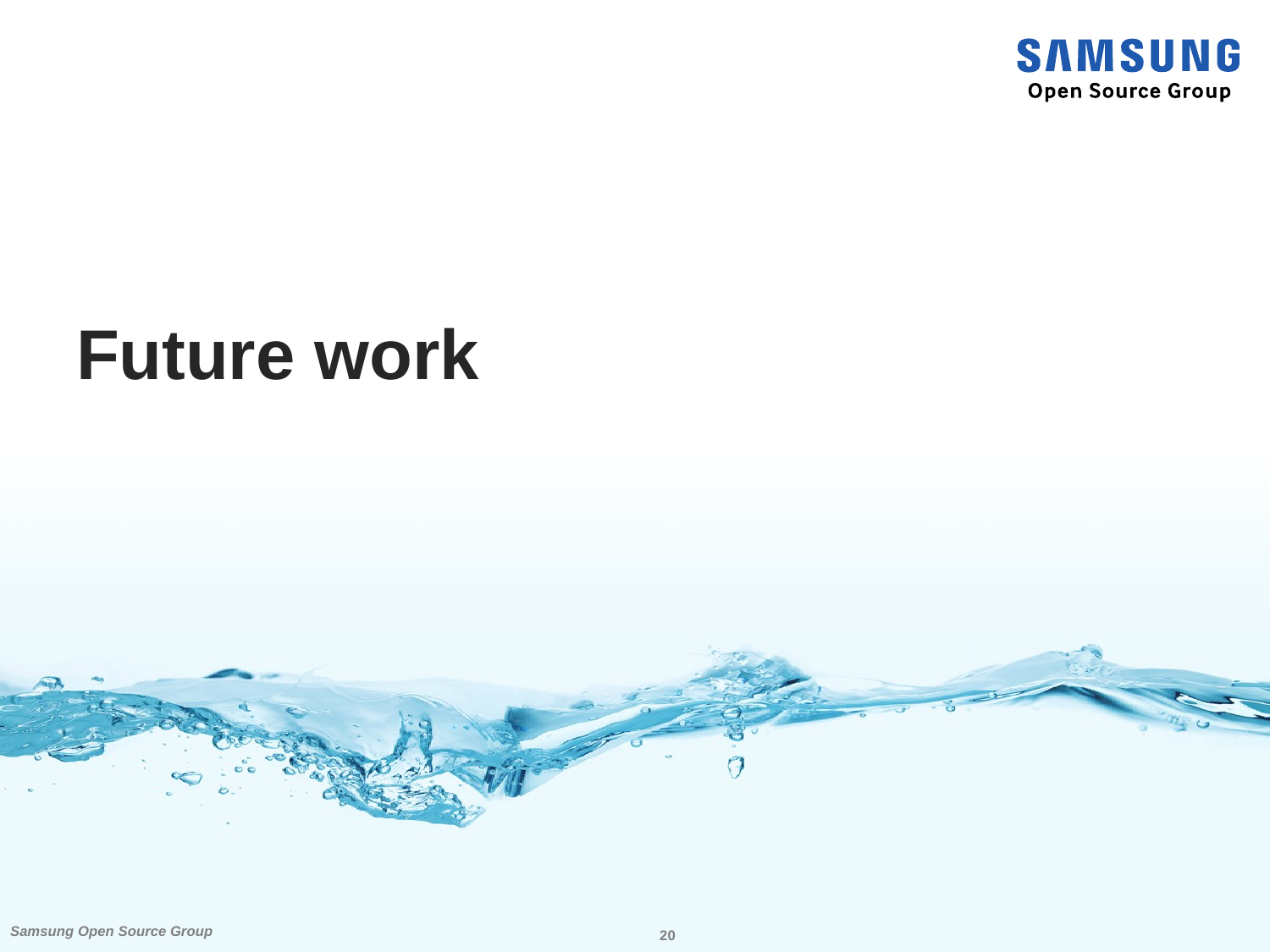# Future work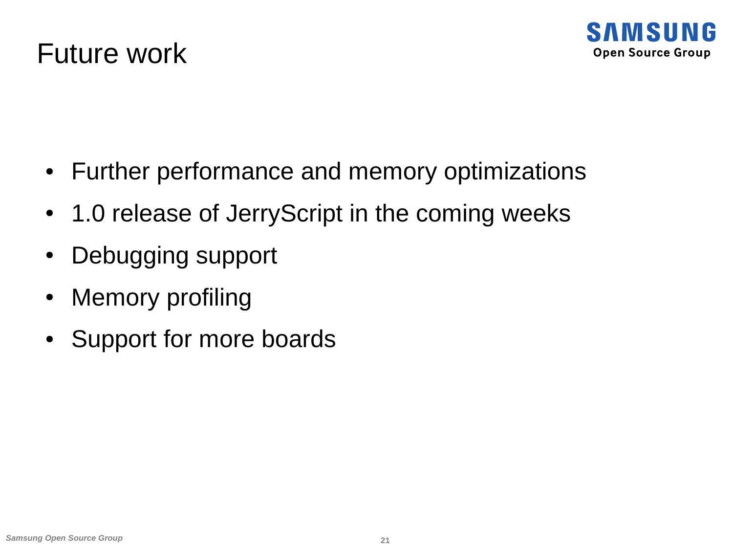# Future work

- Further performance and memory optimizations
- 1.0 release of JerryScript in the coming weeks
- Debugging support
- Memory profiling
- Support for more boards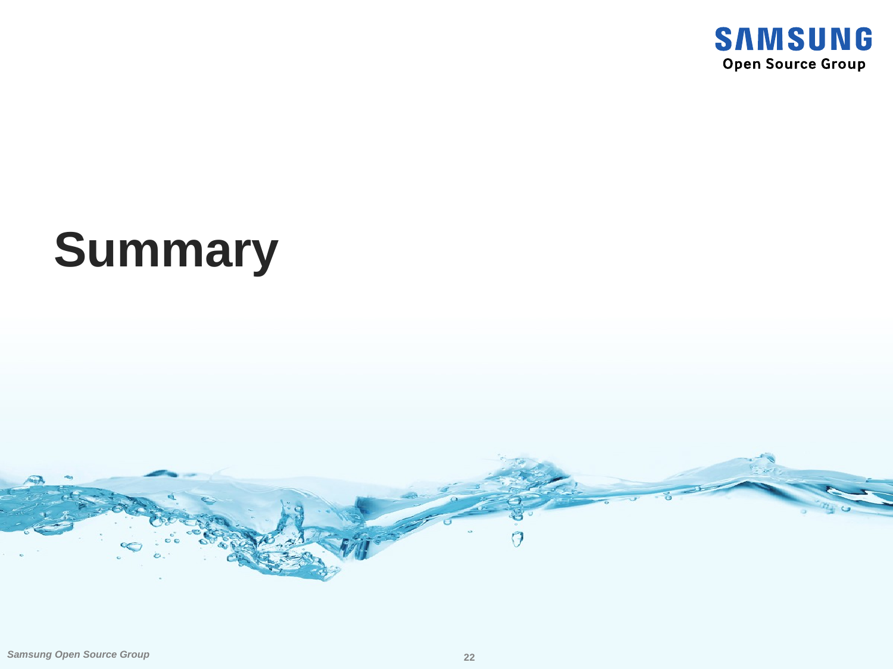# Summary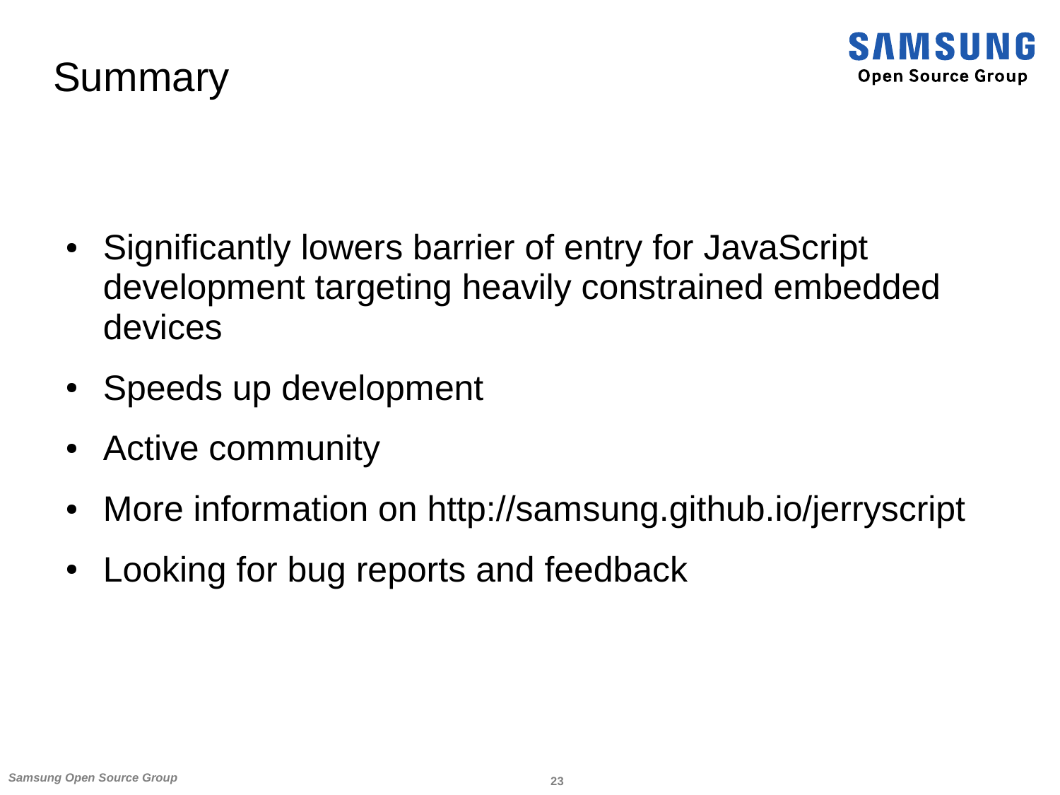# Summary

- Significantly lowers barrier of entry for JavaScript development targeting heavily constrained embedded devices
- Speeds up development
- Active community
- More information on http://samsung.github.io/jerryscript
- Looking for bug reports and feedback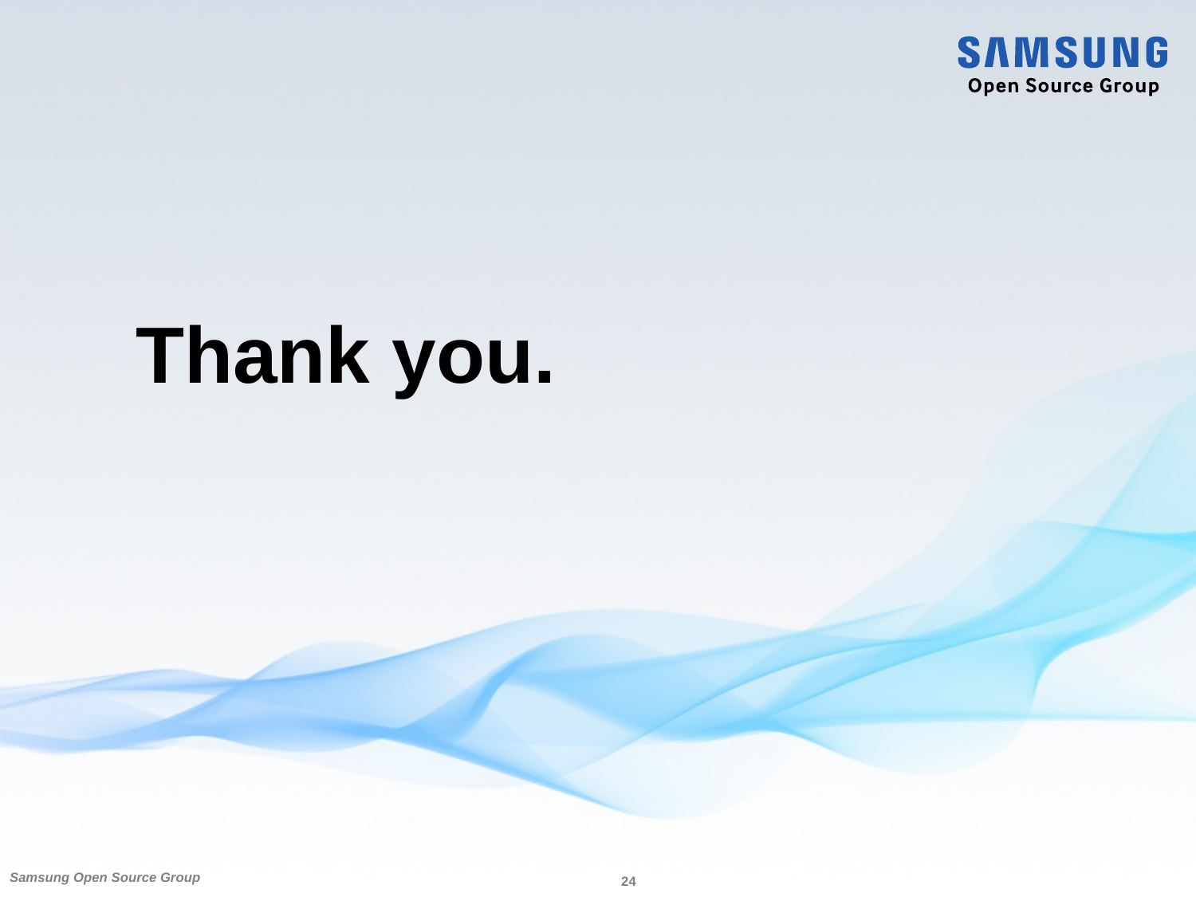# Thank you.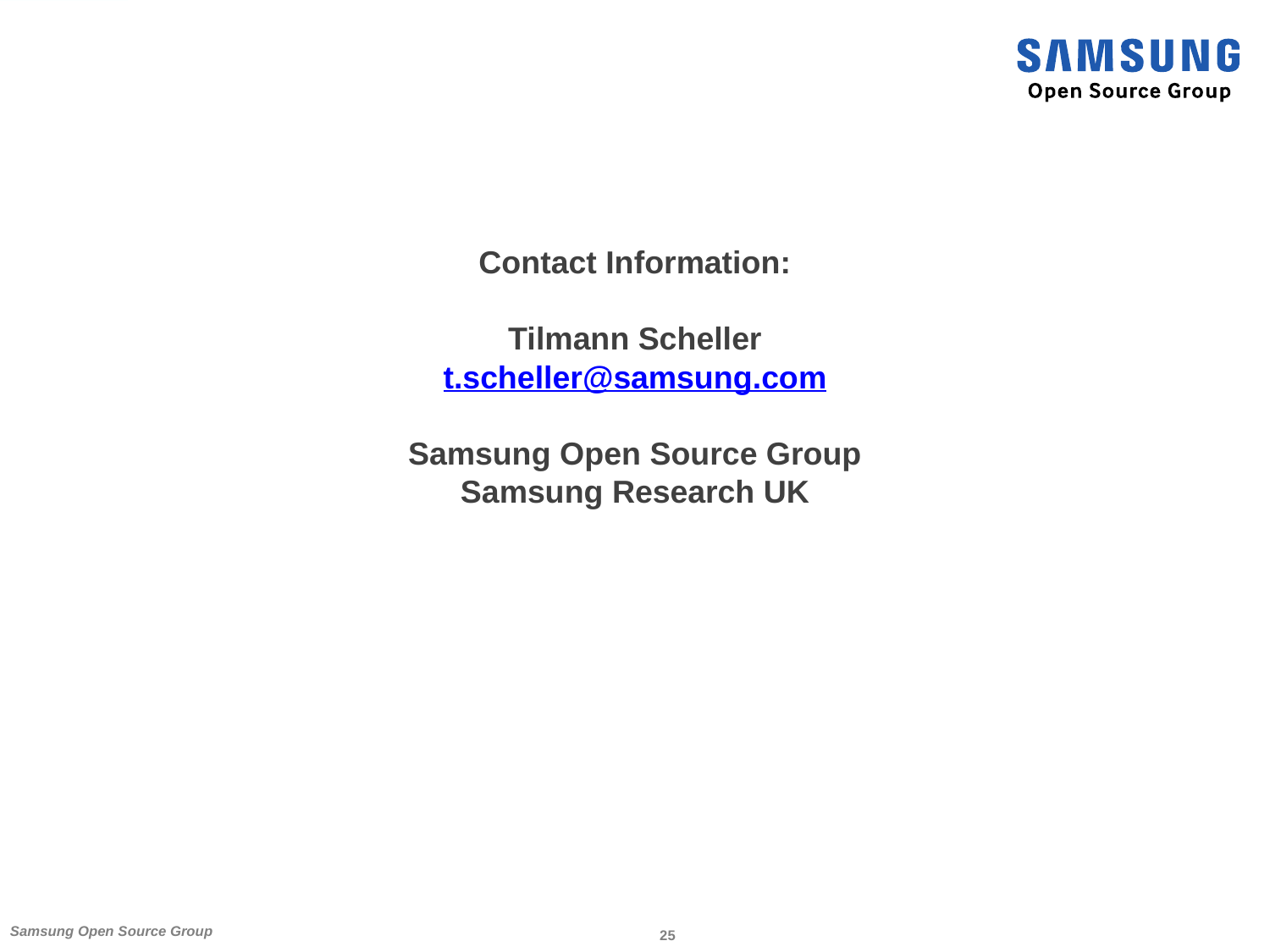**Contact Information:**

**Tilmann Scheller**
**[t.scheller@samsung.com](mailto:t.scheller@samsung.com)**

**Samsung Open Source Group**
**Samsung Research UK**